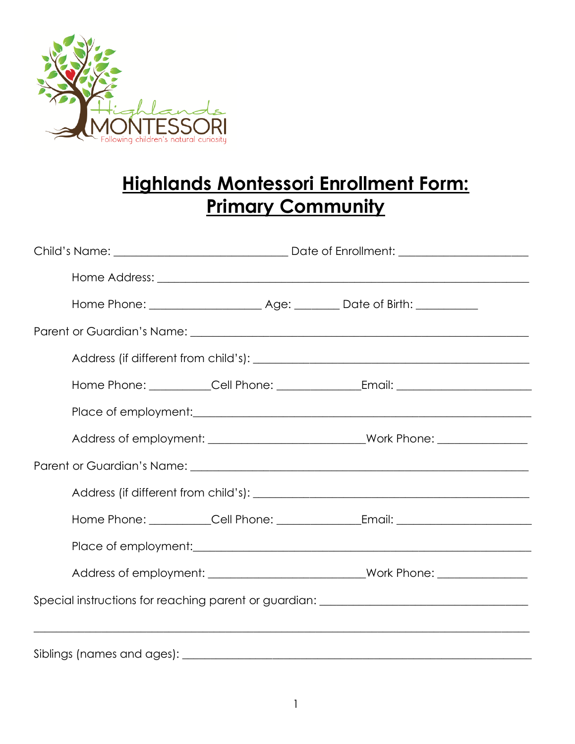# Highlands Montessori Enrollment Form: Primary Community

Child's Name: ______________________________ Date of Enrollment: ______________________

Home Address: ________________________________________________________________

Home Phone: ___________________ Age: ________ Date of Birth: ___________

Parent or Guardian's Name: __________________________________________________________

Address (if different from child's): _______________________________________________

Home Phone: __________Cell Phone: ______________Email: _______________________

Place of employment:_____________________________________________________________

Address of employment: __________________________Work Phone: _______________

Parent or Guardian's Name: __________________________________________________________

Address (if different from child's): _______________________________________________

Home Phone: __________Cell Phone: ______________Email: _______________________

Place of employment:_____________________________________________________________

Address of employment: __________________________Work Phone: _______________

Special instructions for reaching parent or guardian: ___________________________________

_______________________________________________________________________________

Siblings (names and ages): __________________________________________________________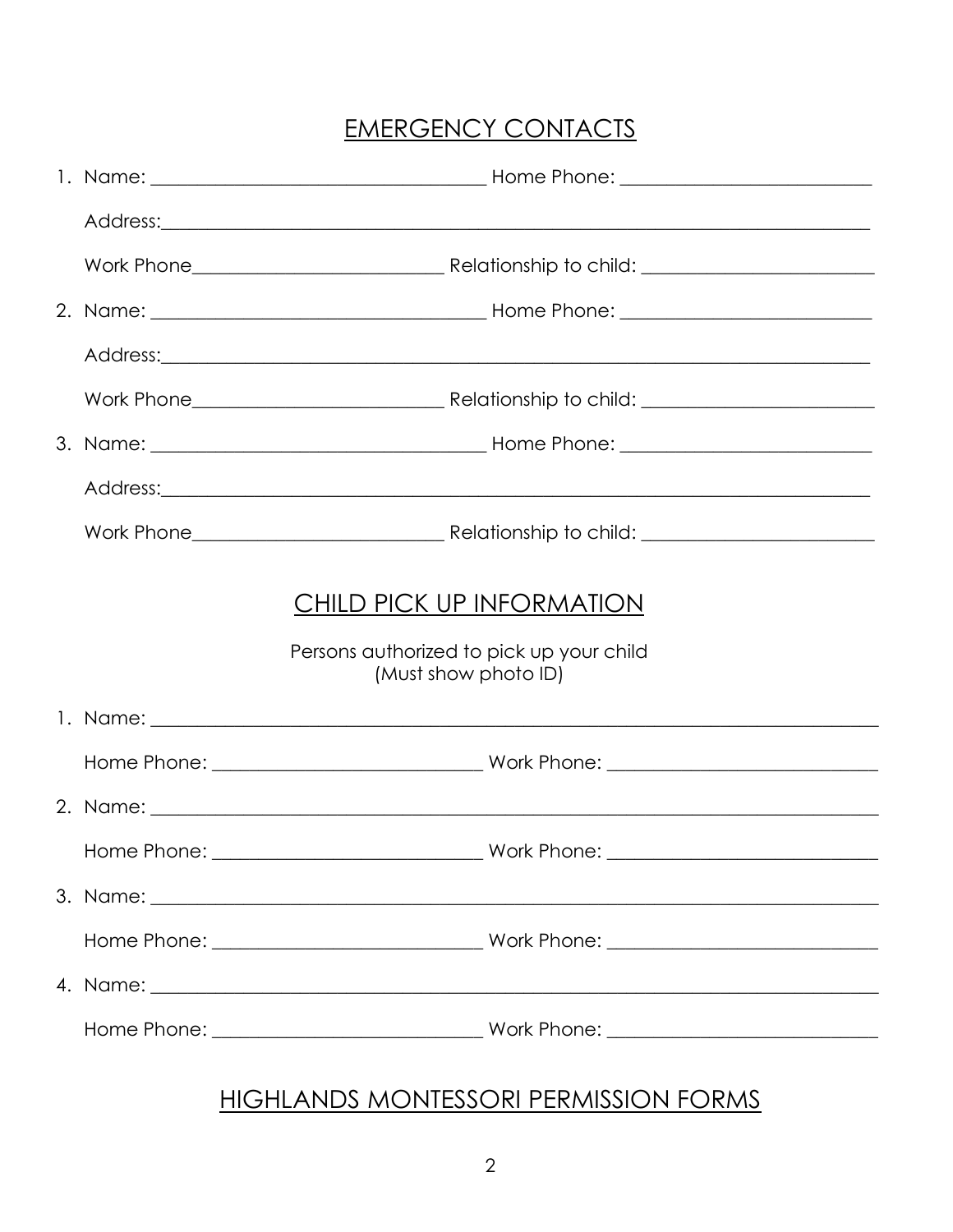## EMERGENCY CONTACTS

1. Name: ____________________________________ Home Phone: ___________________________

   Address:_____________________________________________________________________________

   Work Phone__________________________ Relationship to child: ________________________

2. Name: ____________________________________ Home Phone: ___________________________

   Address:_____________________________________________________________________________

   Work Phone__________________________ Relationship to child: ________________________

3. Name: ____________________________________ Home Phone: ___________________________

   Address:_____________________________________________________________________________

   Work Phone__________________________ Relationship to child: ________________________

## CHILD PICK UP INFORMATION

Persons authorized to pick up your child
(Must show photo ID)

1. Name: _____________________________________________________________________________

   Home Phone: ____________________________ Work Phone: ____________________________

2. Name: _____________________________________________________________________________

   Home Phone: ____________________________ Work Phone: ____________________________

3. Name: _____________________________________________________________________________

   Home Phone: ____________________________ Work Phone: ____________________________

4. Name: _____________________________________________________________________________

   Home Phone: ____________________________ Work Phone: ____________________________

## HIGHLANDS MONTESSORI PERMISSION FORMS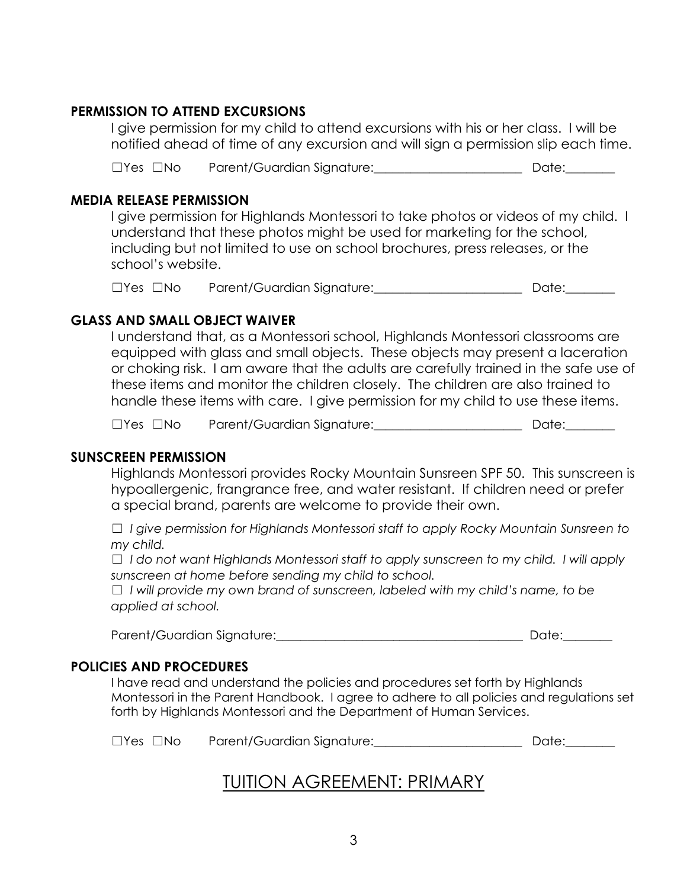### PERMISSION TO ATTEND EXCURSIONS

I give permission for my child to attend excursions with his or her class. I will be notified ahead of time of any excursion and will sign a permission slip each time.

☐Yes ☐No Parent/Guardian Signature:_______________________ Date:________

### MEDIA RELEASE PERMISSION

I give permission for Highlands Montessori to take photos or videos of my child. I understand that these photos might be used for marketing for the school, including but not limited to use on school brochures, press releases, or the school's website.

☐Yes ☐No Parent/Guardian Signature:_______________________ Date:________

### GLASS AND SMALL OBJECT WAIVER

I understand that, as a Montessori school, Highlands Montessori classrooms are equipped with glass and small objects. These objects may present a laceration or choking risk. I am aware that the adults are carefully trained in the safe use of these items and monitor the children closely. The children are also trained to handle these items with care. I give permission for my child to use these items.

☐Yes ☐No Parent/Guardian Signature:_______________________ Date:________

### SUNSCREEN PERMISSION

Highlands Montessori provides Rocky Mountain Sunsreen SPF 50. This sunscreen is hypoallergenic, frangrance free, and water resistant. If children need or prefer a special brand, parents are welcome to provide their own.

☐ *I give permission for Highlands Montessori staff to apply Rocky Mountain Sunsreen to my child.*
☐ *I do not want Highlands Montessori staff to apply sunscreen to my child. I will apply sunscreen at home before sending my child to school.*
☐ *I will provide my own brand of sunscreen, labeled with my child's name, to be applied at school.*

Parent/Guardian Signature:________________________________________ Date:________

### POLICIES AND PROCEDURES

I have read and understand the policies and procedures set forth by Highlands Montessori in the Parent Handbook. I agree to adhere to all policies and regulations set forth by Highlands Montessori and the Department of Human Services.

☐Yes ☐No Parent/Guardian Signature:_______________________ Date:________

## TUITION AGREEMENT: PRIMARY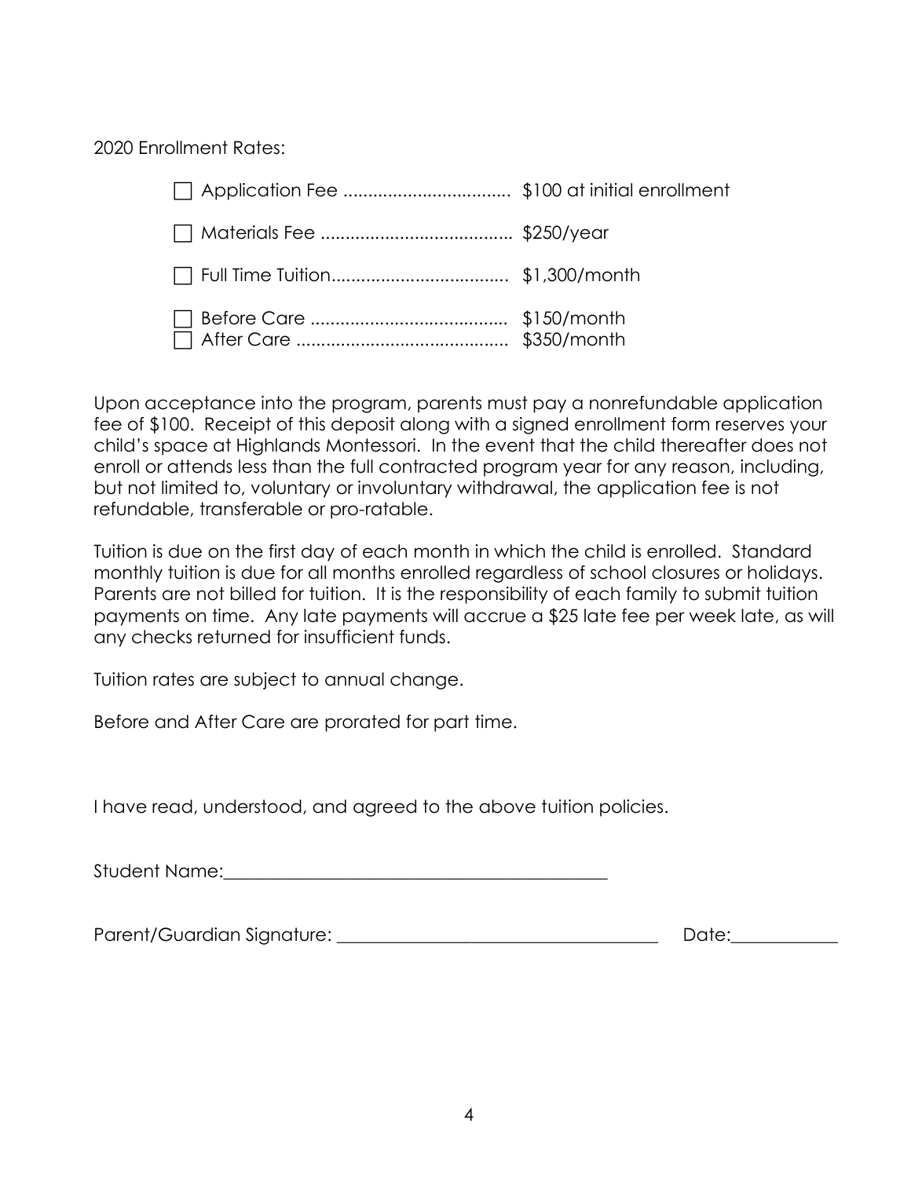2020 Enrollment Rates:

- ☐ Application Fee .................................. $100 at initial enrollment
- ☐ Materials Fee ....................................... $250/year
- ☐ Full Time Tuition.................................... $1,300/month
- ☐ Before Care ......................................... $150/month
- ☐ After Care ............................................ $350/month

Upon acceptance into the program, parents must pay a nonrefundable application fee of $100. Receipt of this deposit along with a signed enrollment form reserves your child's space at Highlands Montessori. In the event that the child thereafter does not enroll or attends less than the full contracted program year for any reason, including, but not limited to, voluntary or involuntary withdrawal, the application fee is not refundable, transferable or pro-ratable.

Tuition is due on the first day of each month in which the child is enrolled. Standard monthly tuition is due for all months enrolled regardless of school closures or holidays. Parents are not billed for tuition. It is the responsibility of each family to submit tuition payments on time. Any late payments will accrue a $25 late fee per week late, as will any checks returned for insufficient funds.

Tuition rates are subject to annual change.

Before and After Care are prorated for part time.

I have read, understood, and agreed to the above tuition policies.

Student Name:____________________________________________

Parent/Guardian Signature: ____________________________________ Date:____________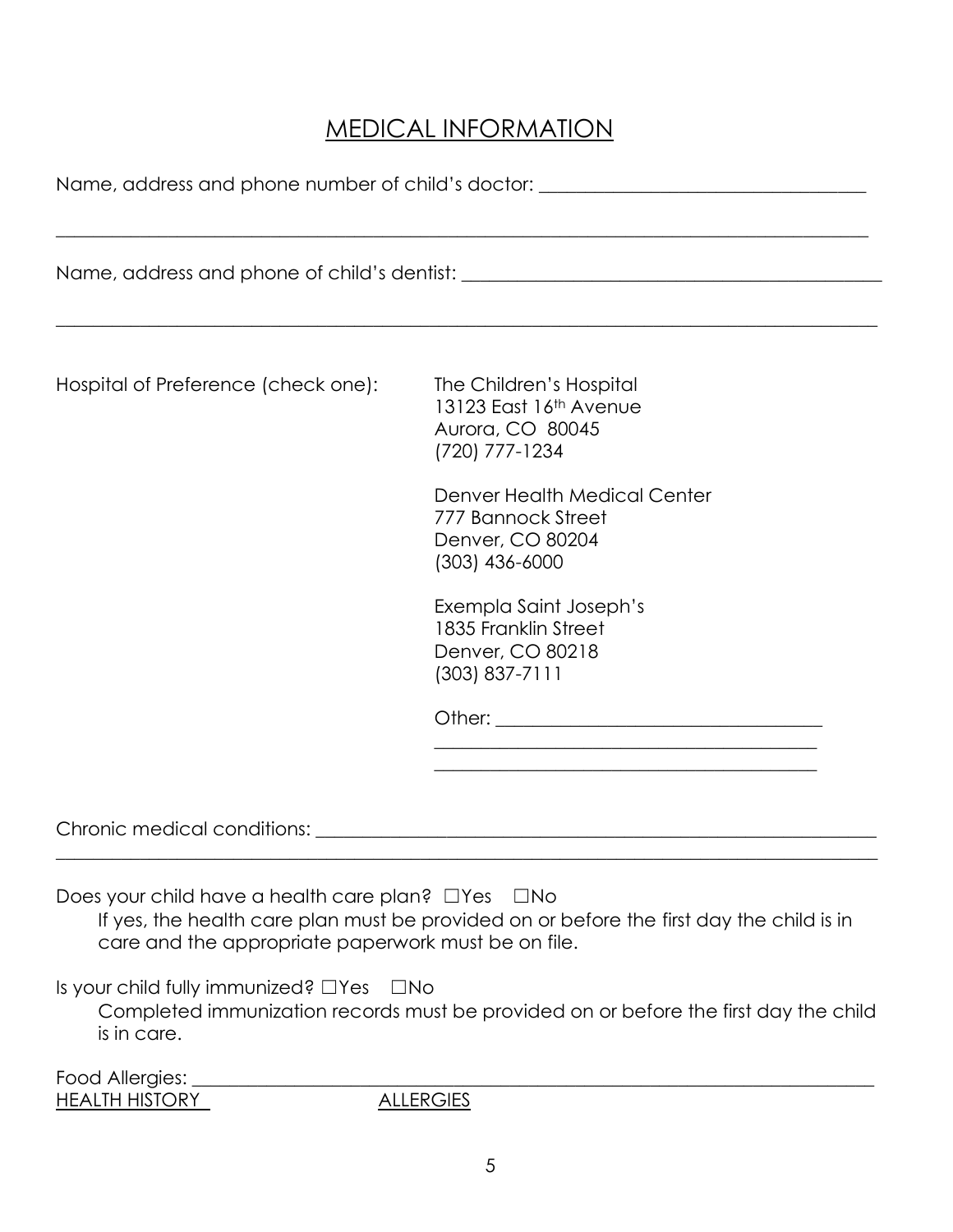# MEDICAL INFORMATION

Name, address and phone number of child's doctor: ___________________________________

_____________________________________________________________________________________

Name, address and phone of child's dentist: _____________________________________________

_____________________________________________________________________________________

Hospital of Preference (check one):

The Children's Hospital
13123 East 16th Avenue
Aurora, CO 80045
(720) 777-1234

Denver Health Medical Center
777 Bannock Street
Denver, CO 80204
(303) 436-6000

Exempla Saint Joseph's
1835 Franklin Street
Denver, CO 80218
(303) 837-7111

Other: ___________________________________
_________________________________________
_________________________________________

Chronic medical conditions: ______________________________________________________________
_____________________________________________________________________________________

Does your child have a health care plan? ☐Yes ☐No

If yes, the health care plan must be provided on or before the first day the child is in care and the appropriate paperwork must be on file.

Is your child fully immunized? ☐Yes ☐No

Completed immunization records must be provided on or before the first day the child is in care.

Food Allergies: ____________________________________________________________________

HEALTH HISTORY ALLERGIES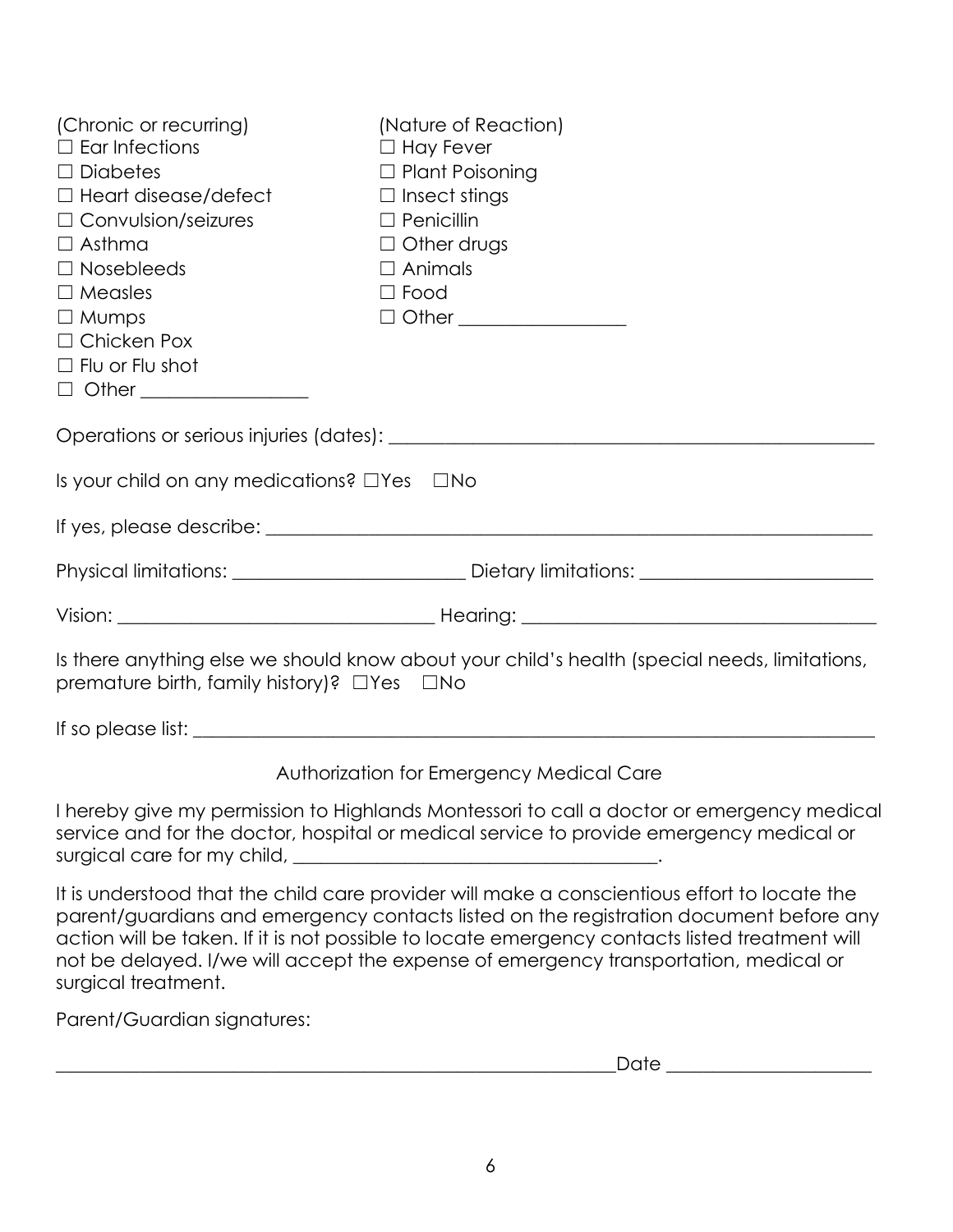(Chronic or recurring)
☐ Ear Infections
☐ Diabetes
☐ Heart disease/defect
☐ Convulsion/seizures
☐ Asthma
☐ Nosebleeds
☐ Measles
☐ Mumps
☐ Chicken Pox
☐ Flu or Flu shot
☐ Other _________________

(Nature of Reaction)
☐ Hay Fever
☐ Plant Poisoning
☐ Insect stings
☐ Penicillin
☐ Other drugs
☐ Animals
☐ Food
☐ Other _________________

Operations or serious injuries (dates): ____________________________________________________

Is your child on any medications? ☐Yes ☐No

If yes, please describe: ______________________________________________________________

Physical limitations: ________________________ Dietary limitations: ________________________

Vision: _________________________________ Hearing: _____________________________________

Is there anything else we should know about your child's health (special needs, limitations, premature birth, family history)? ☐Yes ☐No

If so please list: ____________________________________________________________________

## Authorization for Emergency Medical Care

I hereby give my permission to Highlands Montessori to call a doctor or emergency medical service and for the doctor, hospital or medical service to provide emergency medical or surgical care for my child, ______________________________________.

It is understood that the child care provider will make a conscientious effort to locate the parent/guardians and emergency contacts listed on the registration document before any action will be taken. If it is not possible to locate emergency contacts listed treatment will not be delayed. I/we will accept the expense of emergency transportation, medical or surgical treatment.

Parent/Guardian signatures:

______________________________________________________________Date _____________________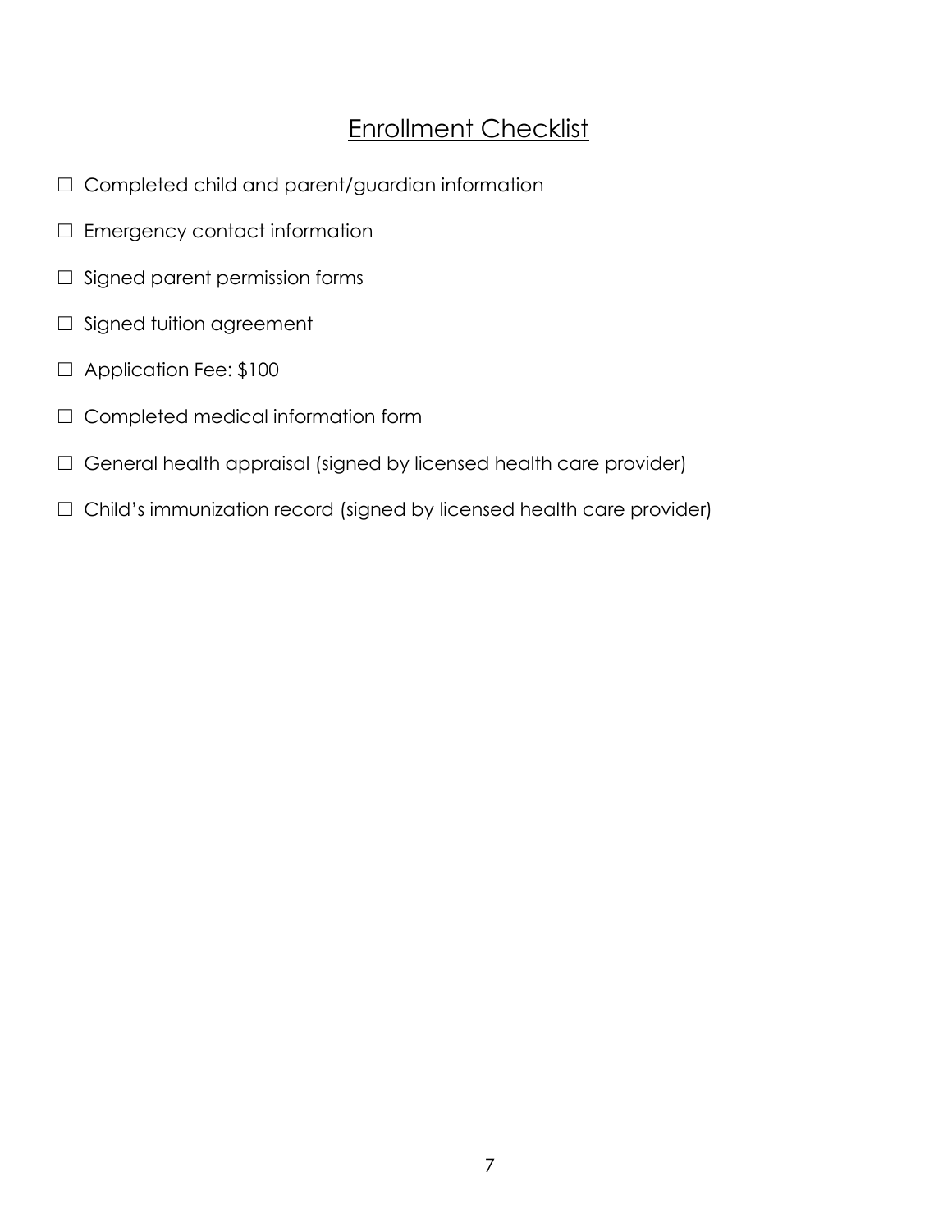# Enrollment Checklist

☐ Completed child and parent/guardian information

☐ Emergency contact information

☐ Signed parent permission forms

☐ Signed tuition agreement

☐ Application Fee: $100

☐ Completed medical information form

☐ General health appraisal (signed by licensed health care provider)

☐ Child's immunization record (signed by licensed health care provider)